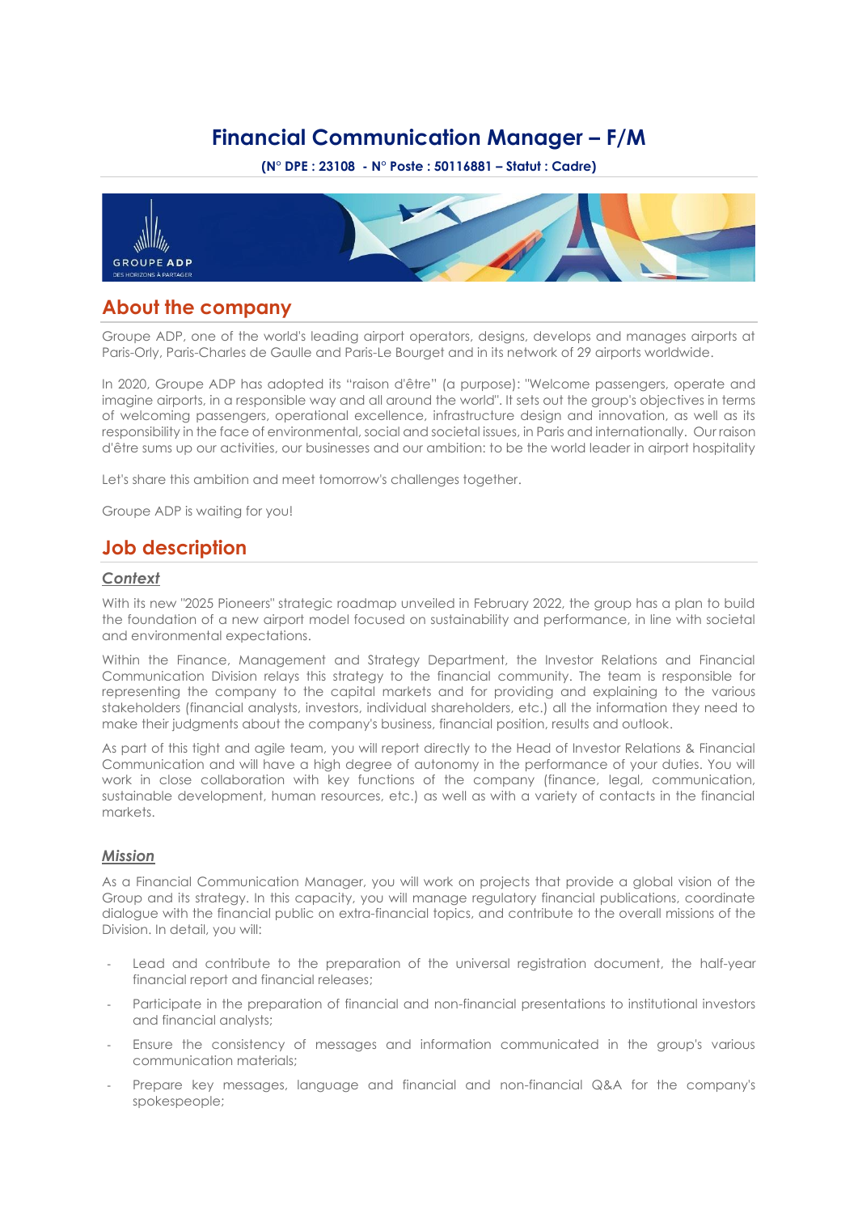# Financial Communication Manager – F/M

**(N° DPE : 23108 - N° Poste : 50116881 – Statut : Cadre)**

## About the company

Groupe ADP, one of the world's leading airport operators, designs, develops and manages airports at Paris-Orly, Paris-Charles de Gaulle and Paris-Le Bourget and in its network of 29 airports worldwide.

In 2020, Groupe ADP has adopted its "raison d'être" (a purpose): "Welcome passengers, operate and imagine airports, in a responsible way and all around the world". It sets out the group's objectives in terms of welcoming passengers, operational excellence, infrastructure design and innovation, as well as its responsibility in the face of environmental, social and societal issues, in Paris and internationally. Our raison d'être sums up our activities, our businesses and our ambition: to be the world leader in airport hospitality

Let's share this ambition and meet tomorrow's challenges together.

Groupe ADP is waiting for you!

## Job description

### *Context*

With its new "2025 Pioneers" strategic roadmap unveiled in February 2022, the group has a plan to build the foundation of a new airport model focused on sustainability and performance, in line with societal and environmental expectations.

Within the Finance, Management and Strategy Department, the Investor Relations and Financial Communication Division relays this strategy to the financial community. The team is responsible for representing the company to the capital markets and for providing and explaining to the various stakeholders (financial analysts, investors, individual shareholders, etc.) all the information they need to make their judgments about the company's business, financial position, results and outlook.

As part of this tight and agile team, you will report directly to the Head of Investor Relations & Financial Communication and will have a high degree of autonomy in the performance of your duties. You will work in close collaboration with key functions of the company (finance, legal, communication, sustainable development, human resources, etc.) as well as with a variety of contacts in the financial markets.

### *Mission*

As a Financial Communication Manager, you will work on projects that provide a global vision of the Group and its strategy. In this capacity, you will manage regulatory financial publications, coordinate dialogue with the financial public on extra-financial topics, and contribute to the overall missions of the Division. In detail, you will:

- Lead and contribute to the preparation of the universal registration document, the half-year financial report and financial releases;
- Participate in the preparation of financial and non-financial presentations to institutional investors and financial analysts;
- Ensure the consistency of messages and information communicated in the group's various communication materials;
- Prepare key messages, language and financial and non-financial Q&A for the company's spokespeople;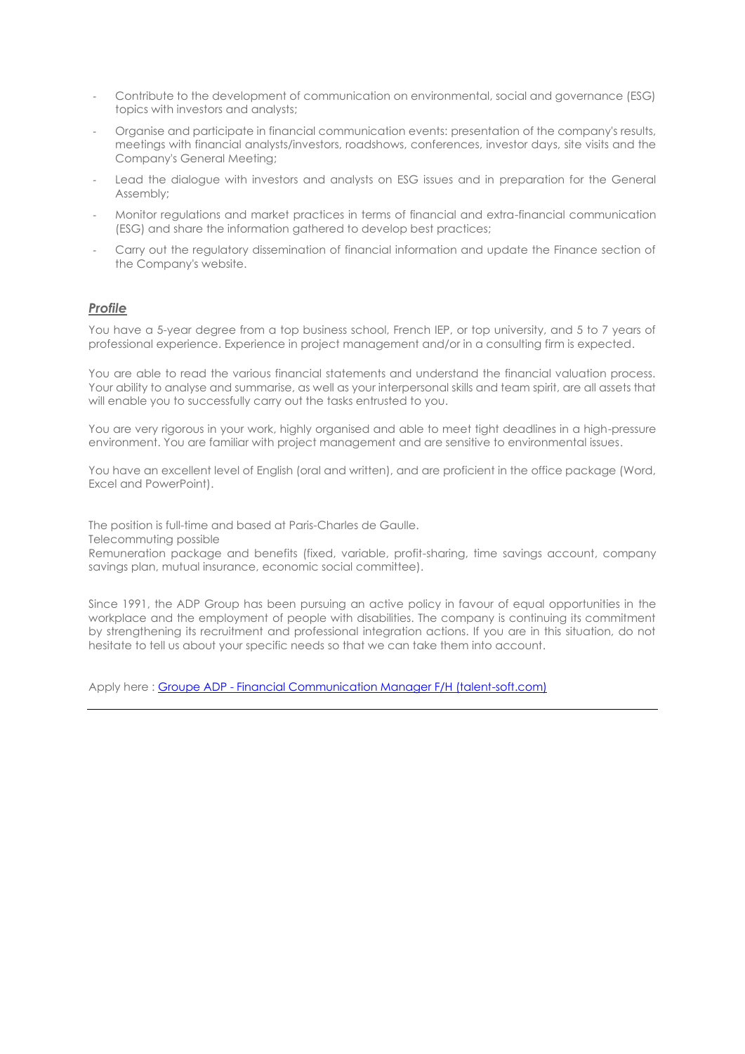- Contribute to the development of communication on environmental, social and governance (ESG) topics with investors and analysts;
- Organise and participate in financial communication events: presentation of the company's results, meetings with financial analysts/investors, roadshows, conferences, investor days, site visits and the Company's General Meeting;
- Lead the dialogue with investors and analysts on ESG issues and in preparation for the General Assembly;
- Monitor regulations and market practices in terms of financial and extra-financial communication (ESG) and share the information gathered to develop best practices;
- Carry out the regulatory dissemination of financial information and update the Finance section of the Company's website.

### ***Profile***

You have a 5-year degree from a top business school, French IEP, or top university, and 5 to 7 years of professional experience. Experience in project management and/or in a consulting firm is expected.

You are able to read the various financial statements and understand the financial valuation process. Your ability to analyse and summarise, as well as your interpersonal skills and team spirit, are all assets that will enable you to successfully carry out the tasks entrusted to you.

You are very rigorous in your work, highly organised and able to meet tight deadlines in a high-pressure environment. You are familiar with project management and are sensitive to environmental issues.

You have an excellent level of English (oral and written), and are proficient in the office package (Word, Excel and PowerPoint).

The position is full-time and based at Paris-Charles de Gaulle.
Telecommuting possible
Remuneration package and benefits (fixed, variable, profit-sharing, time savings account, company savings plan, mutual insurance, economic social committee).

Since 1991, the ADP Group has been pursuing an active policy in favour of equal opportunities in the workplace and the employment of people with disabilities. The company is continuing its commitment by strengthening its recruitment and professional integration actions. If you are in this situation, do not hesitate to tell us about your specific needs so that we can take them into account.

Apply here : Groupe ADP - Financial Communication Manager F/H (talent-soft.com)